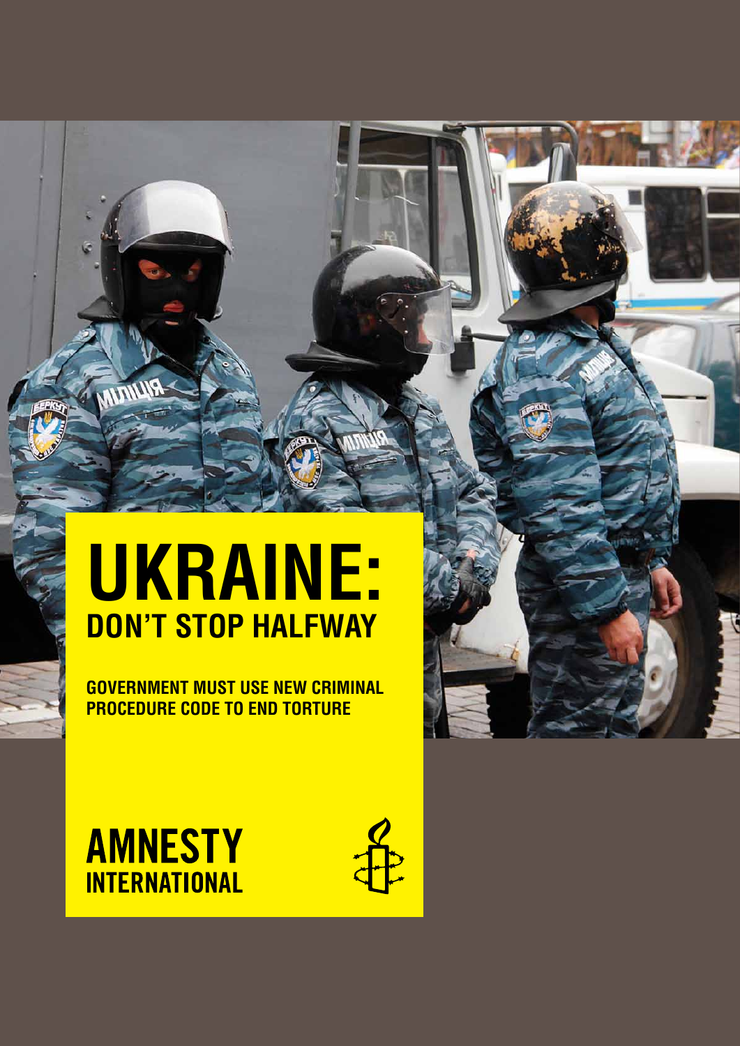# UKRAINE:
## DON'T STOP HALFWAY

**GOVERNMENT MUST USE NEW CRIMINAL PROCEDURE CODE TO END TORTURE**

AMNESTY INTERNATIONAL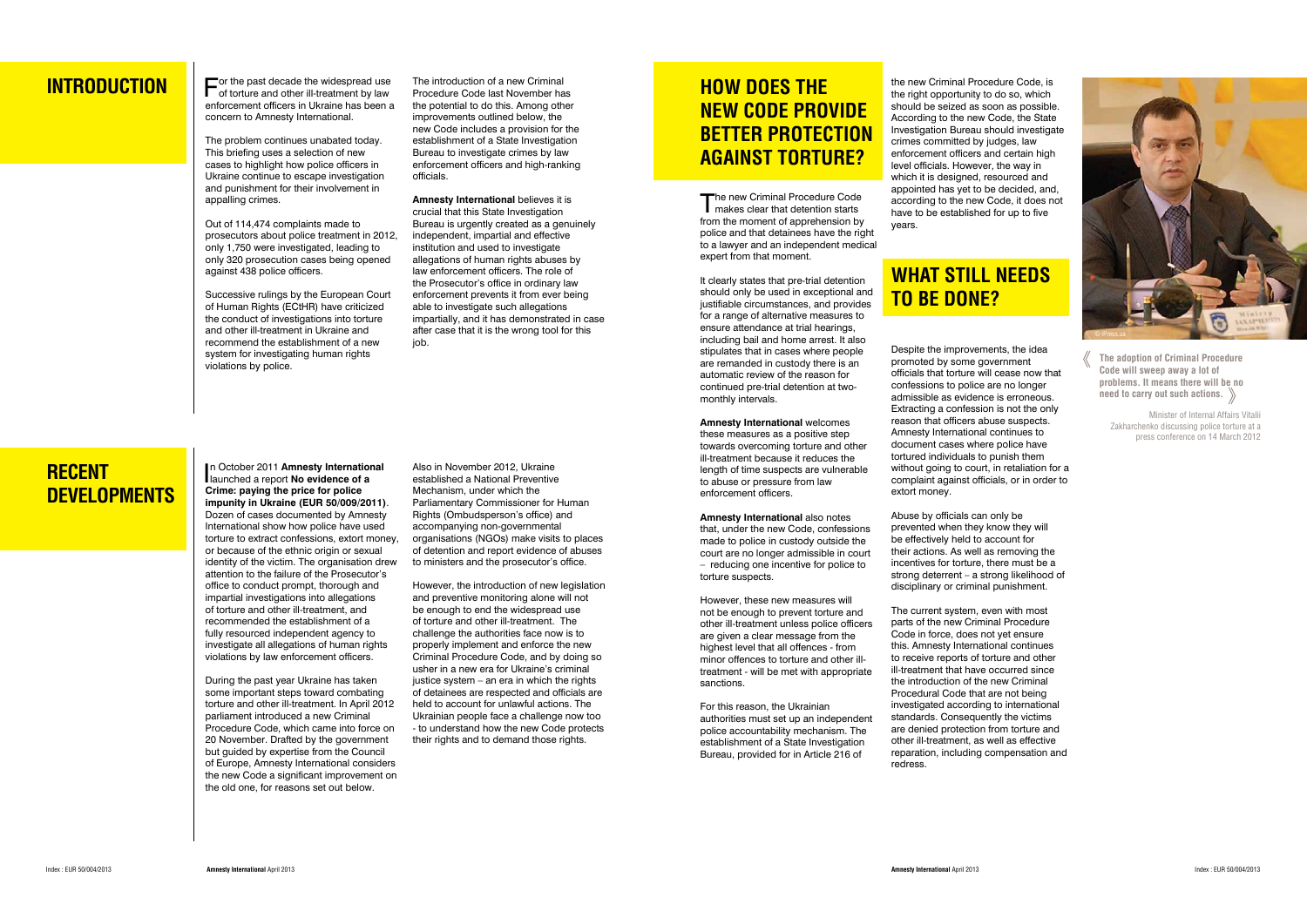## INTRODUCTION

For the past decade the widespread use of torture and other ill-treatment by law enforcement officers in Ukraine has been a concern to Amnesty International.

The problem continues unabated today. This briefing uses a selection of new cases to highlight how police officers in Ukraine continue to escape investigation and punishment for their involvement in appalling crimes.

Out of 114,474 complaints made to prosecutors about police treatment in 2012, only 1,750 were investigated, leading to only 320 prosecution cases being opened against 438 police officers.

Successive rulings by the European Court of Human Rights (ECtHR) have criticized the conduct of investigations into torture and other ill-treatment in Ukraine and recommend the establishment of a new system for investigating human rights violations by police.

The introduction of a new Criminal Procedure Code last November has the potential to do this. Among other improvements outlined below, the new Code includes a provision for the establishment of a State Investigation Bureau to investigate crimes by law enforcement officers and high-ranking officials.

**Amnesty International** believes it is crucial that this State Investigation Bureau is urgently created as a genuinely independent, impartial and effective institution and used to investigate allegations of human rights abuses by law enforcement officers. The role of the Prosecutor's office in ordinary law enforcement prevents it from ever being able to investigate such allegations impartially, and it has demonstrated in case after case that it is the wrong tool for this job.

## RECENT DEVELOPMENTS

In October 2011 **Amnesty International** launched a report **No evidence of a Crime: paying the price for police impunity in Ukraine (EUR 50/009/2011)**. Dozen of cases documented by Amnesty International show how police have used torture to extract confessions, extort money, or because of the ethnic origin or sexual identity of the victim. The organisation drew attention to the failure of the Prosecutor's office to conduct prompt, thorough and impartial investigations into allegations of torture and other ill-treatment, and recommended the establishment of a fully resourced independent agency to investigate all allegations of human rights violations by law enforcement officers.

During the past year Ukraine has taken some important steps toward combating torture and other ill-treatment. In April 2012 parliament introduced a new Criminal Procedure Code, which came into force on 20 November. Drafted by the government but guided by expertise from the Council of Europe, Amnesty International considers the new Code a significant improvement on the old one, for reasons set out below.

Also in November 2012, Ukraine established a National Preventive Mechanism, under which the Parliamentary Commissioner for Human Rights (Ombudsperson's office) and accompanying non-governmental organisations (NGOs) make visits to places of detention and report evidence of abuses to ministers and the prosecutor's office.

However, the introduction of new legislation and preventive monitoring alone will not be enough to end the widespread use of torture and other ill-treatment. The challenge the authorities face now is to properly implement and enforce the new Criminal Procedure Code, and by doing so usher in a new era for Ukraine's criminal justice system – an era in which the rights of detainees are respected and officials are held to account for unlawful actions. The Ukrainian people face a challenge now too - to understand how the new Code protects their rights and to demand those rights.

## HOW DOES THE NEW CODE PROVIDE BETTER PROTECTION AGAINST TORTURE?

The new Criminal Procedure Code makes clear that detention starts from the moment of apprehension by police and that detainees have the right to a lawyer and an independent medical expert from that moment.

It clearly states that pre-trial detention should only be used in exceptional and justifiable circumstances, and provides for a range of alternative measures to ensure attendance at trial hearings, including bail and home arrest. It also stipulates that in cases where people are remanded in custody there is an automatic review of the reason for continued pre-trial detention at two-monthly intervals.

**Amnesty International** welcomes these measures as a positive step towards overcoming torture and other ill-treatment because it reduces the length of time suspects are vulnerable to abuse or pressure from law enforcement officers.

**Amnesty International** also notes that, under the new Code, confessions made to police in custody outside the court are no longer admissible in court – reducing one incentive for police to torture suspects.

However, these new measures will not be enough to prevent torture and other ill-treatment unless police officers are given a clear message from the highest level that all offences - from minor offences to torture and other ill-treatment - will be met with appropriate sanctions.

For this reason, the Ukrainian authorities must set up an independent police accountability mechanism. The establishment of a State Investigation Bureau, provided for in Article 216 of the new Criminal Procedure Code, is the right opportunity to do so, which should be seized as soon as possible. According to the new Code, the State Investigation Bureau should investigate crimes committed by judges, law enforcement officers and certain high level officials. However, the way in which it is designed, resourced and appointed has yet to be decided, and, according to the new Code, it does not have to be established for up to five years.

## WHAT STILL NEEDS TO BE DONE?

Despite the improvements, the idea promoted by some government officials that torture will cease now that confessions to police are no longer admissible as evidence is erroneous. Extracting a confession is not the only reason that officers abuse suspects. Amnesty International continues to document cases where police have tortured individuals to punish them without going to court, in retaliation for a complaint against officials, or in order to extort money.

Abuse by officials can only be prevented when they know they will be effectively held to account for their actions. As well as removing the incentives for torture, there must be a strong deterrent – a strong likelihood of disciplinary or criminal punishment.

The current system, even with most parts of the new Criminal Procedure Code in force, does not yet ensure this. Amnesty International continues to receive reports of torture and other ill-treatment that have occurred since the introduction of the new Criminal Procedural Code that are not being investigated according to international standards. Consequently the victims are denied protection from torture and other ill-treatment, as well as effective reparation, including compensation and redress.

© iPress.ua

**《 The adoption of Criminal Procedure Code will sweep away a lot of problems. It means there will be no need to carry out such actions. 》**

Minister of Internal Affairs Vitalii Zakharchenko discussing police torture at a press conference on 14 March 2012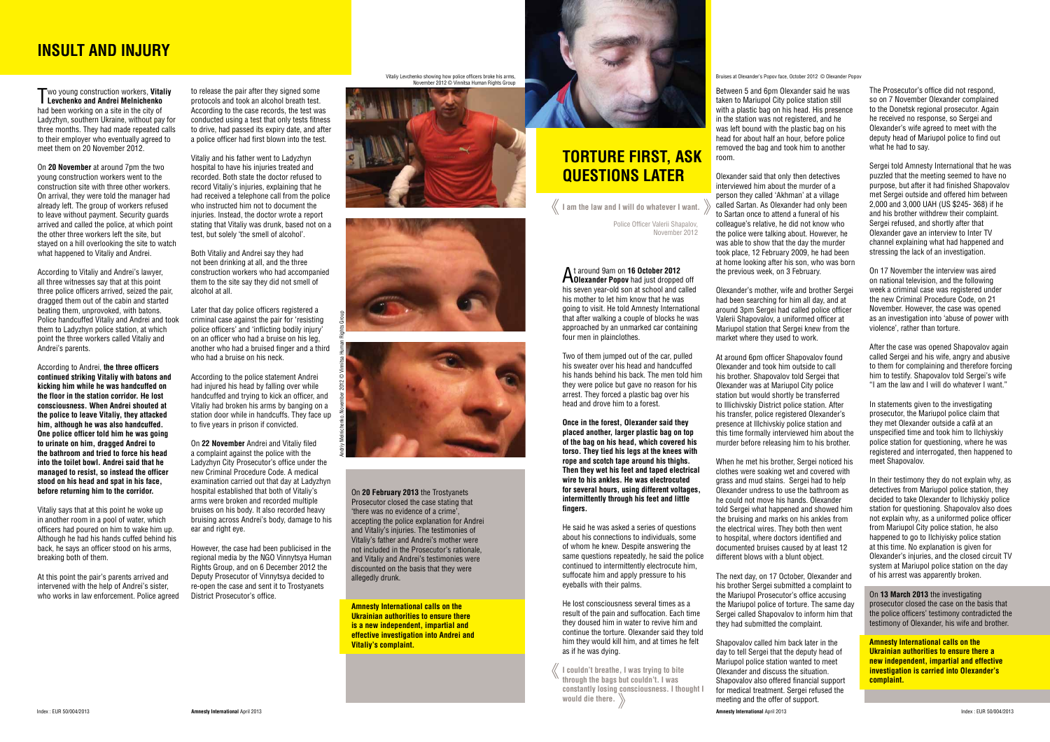# INSULT AND INJURY

Two young construction workers, **Vitaliy Levchenko and Andrei Melnichenko** had been working on a site in the city of Ladyzhyn, southern Ukraine, without pay for three months. They had made repeated calls to their employer who eventually agreed to meet them on 20 November 2012.

On **20 November** at around 7pm the two young construction workers went to the construction site with three other workers. On arrival, they were told the manager had already left. The group of workers refused to leave without payment. Security guards arrived and called the police, at which point the other three workers left the site, but stayed on a hill overlooking the site to watch what happened to Vitaliy and Andrei.

According to Vitaliy and Andrei's lawyer, all three witnesses say that at this point three police officers arrived, seized the pair, dragged them out of the cabin and started beating them, unprovoked, with batons. Police handcuffed Vitaliy and Andrei and took them to Ladyzhyn police station, at which point the three workers called Vitaliy and Andrei's parents.

According to Andrei, **the three officers continued striking Vitaliy with batons and kicking him while he was handcuffed on the floor in the station corridor. He lost consciousness. When Andrei shouted at the police to leave Vitaliy, they attacked him, although he was also handcuffed. One police officer told him he was going to urinate on him, dragged Andrei to the bathroom and tried to force his head into the toilet bowl. Andrei said that he managed to resist, so instead the officer stood on his head and spat in his face, before returning him to the corridor.**

Vitaliy says that at this point he woke up in another room in a pool of water, which officers had poured on him to wake him up. Although he had his hands cuffed behind his back, he says an officer stood on his arms, breaking both of them.

At this point the pair's parents arrived and intervened with the help of Andrei's sister, who works in law enforcement. Police agreed to release the pair after they signed some protocols and took an alcohol breath test. According to the case records, the test was conducted using a test that only tests fitness to drive, had passed its expiry date, and after a police officer had first blown into the test.

Vitaliy and his father went to Ladyzhyn hospital to have his injuries treated and recorded. Both state the doctor refused to record Vitaliy's injuries, explaining that he had received a telephone call from the police who instructed him not to document the injuries. Instead, the doctor wrote a report stating that Vitaliy was drunk, based not on a test, but solely 'the smell of alcohol'.

Both Vitaliy and Andrei say they had not been drinking at all, and the three construction workers who had accompanied them to the site say they did not smell of alcohol at all.

Later that day police officers registered a criminal case against the pair for 'resisting police officers' and 'inflicting bodily injury' on an officer who had a bruise on his leg, another who had a bruised finger and a third who had a bruise on his neck.

According to the police statement Andrei had injured his head by falling over while handcuffed and trying to kick an officer, and Vitaliy had broken his arms by banging on a station door while in handcuffs. They face up to five years in prison if convicted.

On **22 November** Andrei and Vitaliy filed a complaint against the police with the Ladyzhyn City Prosecutor's office under the new Criminal Procedure Code. A medical examination carried out that day at Ladyzhyn hospital established that both of Vitaliy's arms were broken and recorded multiple bruises on his body. It also recorded heavy bruising across Andrei's body, damage to his ear and right eye.

However, the case had been publicised in the regional media by the NGO Vinnytsya Human Rights Group, and on 6 December 2012 the Deputy Prosecutor of Vinnytsya decided to re-open the case and sent it to Trostyanets District Prosecutor's office.

Vitaliy Levchenko showing how police officers broke his arms, November 2012 © Vinnitsa Human Rights Group

Andriy Melnichenko, November 2012 © Vinnitsa Human Rights Group

On **20 February 2013** the Trostyanets Prosecutor closed the case stating that 'there was no evidence of a crime', accepting the police explanation for Andrei and Vitaliy's injuries. The testimonies of Vitaliy's father and Andrei's mother were not included in the Prosecutor's rationale, and Vitaliy and Andrei's testimonies were discounted on the basis that they were allegedly drunk.

**Amnesty International calls on the Ukrainian authorities to ensure there is a new independent, impartial and effective investigation into Andrei and Vitaliy's complaint.**

Bruises at Olexander's Popov face, October 2012 © Olexander Popov

# TORTURE FIRST, ASK QUESTIONS LATER

> **I am the law and I will do whatever I want.**
>
> Police Officer Valerii Shapalov, November 2012

At around 9am on **16 October 2012 Olexander Popov** had just dropped off his seven year-old son at school and called his mother to let him know that he was going to visit. He told Amnesty International that after walking a couple of blocks he was approached by an unmarked car containing four men in plainclothes.

Two of them jumped out of the car, pulled his sweater over his head and handcuffed his hands behind his back. The men told him they were police but gave no reason for his arrest. They forced a plastic bag over his head and drove him to a forest.

**Once in the forest, Olexander said they placed another, larger plastic bag on top of the bag on his head, which covered his torso. They tied his legs at the knees with rope and scotch tape around his thighs. Then they wet his feet and taped electrical wire to his ankles. He was electrocuted for several hours, using different voltages, intermittently through his feet and little fingers.**

He said he was asked a series of questions about his connections to individuals, some of whom he knew. Despite answering the same questions repeatedly, he said the police continued to intermittently electrocute him, suffocate him and apply pressure to his eyeballs with their palms.

He lost consciousness several times as a result of the pain and suffocation. Each time they doused him in water to revive him and continue the torture. Olexander said they told him they would kill him, and at times he felt as if he was dying.

> **I couldn't breathe, I was trying to bite through the bags but couldn't. I was constantly losing consciousness. I thought I would die there.**

Between 5 and 6pm Olexander said he was taken to Mariupol City police station still with a plastic bag on his head. His presence in the station was not registered, and he was left bound with the plastic bag on his head for about half an hour, before police removed the bag and took him to another room.

Olexander said that only then detectives interviewed him about the murder of a person they called 'Akhman' at a village called Sartan. As Olexander had only been to Sartan once to attend a funeral of his colleague's relative, he did not know who the police were talking about. However, he was able to show that the day the murder took place, 12 February 2009, he had been at home looking after his son, who was born the previous week, on 3 February.

Olexander's mother, wife and brother Sergei had been searching for him all day, and at around 3pm Sergei had called police officer Valerii Shapovalov, a uniformed officer at Mariupol station that Sergei knew from the market where they used to work.

At around 6pm officer Shapovalov found Olexander and took him outside to call his brother. Shapovalov told Sergei that Olexander was at Mariupol City police station but would shortly be transferred to Illichivskiy District police station. After his transfer, police registered Olexander's presence at Illchivskiy police station and this time formally interviewed him about the murder before releasing him to his brother.

When he met his brother, Sergei noticed his clothes were soaking wet and covered with grass and mud stains. Sergei had to help Olexander undress to use the bathroom as he could not move his hands. Olexander told Sergei what happened and showed him the bruising and marks on his ankles from the electrical wires. They both then went to hospital, where doctors identified and documented bruises caused by at least 12 different blows with a blunt object.

The next day, on 17 October, Olexander and his brother Sergei submitted a complaint to the Mariupol Prosecutor's office accusing the Mariupol police of torture. The same day Sergei called Shapovalov to inform him that they had submitted the complaint.

Shapovalov called him back later in the day to tell Sergei that the deputy head of Mariupol police station wanted to meet Olexander and discuss the situation. Shapovalov also offered financial support for medical treatment. Sergei refused the meeting and the offer of support.

The Prosecutor's office did not respond, so on 7 November Olexander complained to the Donetsk regional prosecutor. Again he received no response, so Sergei and Olexander's wife agreed to meet with the deputy head of Mariupol police to find out what he had to say.

Sergei told Amnesty International that he was puzzled that the meeting seemed to have no purpose, but after it had finished Shapovalov met Sergei outside and offered him between 2,000 and 3,000 UAH (US $245- 368) if he and his brother withdrew their complaint. Sergei refused, and shortly after that Olexander gave an interview to Inter TV channel explaining what had happened and stressing the lack of an investigation.

On 17 November the interview was aired on national television, and the following week a criminal case was registered under the new Criminal Procedure Code, on 21 November. However, the case was opened as an investigation into 'abuse of power with violence', rather than torture.

After the case was opened Shapovalov again called Sergei and his wife, angry and abusive to them for complaining and therefore forcing him to testify. Shapovalov told Sergei's wife "I am the law and I will do whatever I want."

In statements given to the investigating prosecutor, the Mariupol police claim that they met Olexander outside a café at an unspecified time and took him to Ilchiyskiy police station for questioning, where he was registered and interrogated, then happened to meet Shapovalov.

In their testimony they do not explain why, as detectives from Mariupol police station, they decided to take Olexander to Ilchiyskiy police station for questioning. Shapovalov also does not explain why, as a uniformed police officer from Mariupol City police station, he also happened to go to Ilchiyisky police station at this time. No explanation is given for Olexander's injuries, and the closed circuit TV system at Mariupol police station on the day of his arrest was apparently broken.

On **13 March 2013** the investigating prosecutor closed the case on the basis that the police officers' testimony contradicted the testimony of Olexander, his wife and brother.

**Amnesty International calls on the Ukrainian authorities to ensure there a new independent, impartial and effective investigation is carried into Olexander's complaint.**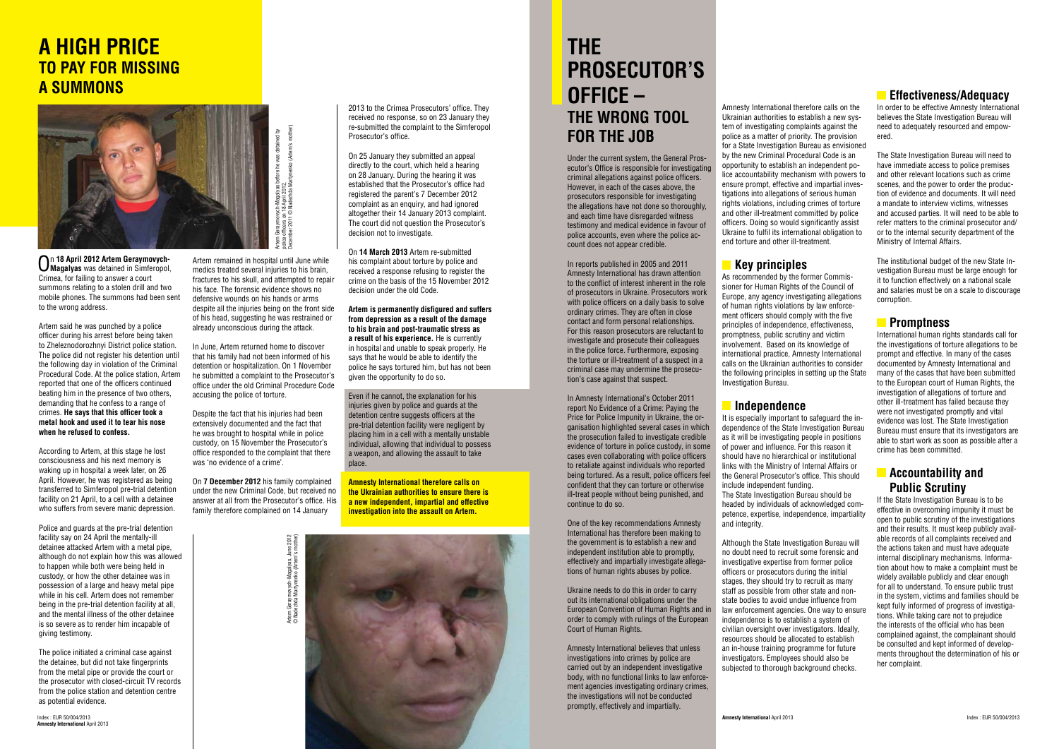# A HIGH PRICE
## TO PAY FOR MISSING A SUMMONS

Artem Geraymovych-Magalyas before he was detained by police officers on 18 April 2012. December 2011 © Nadezhda Martynenko (Artem's mother)

On **18 April 2012 Artem Geraymovych-Magalyas** was detained in Simferopol, Crimea, for failing to answer a court summons relating to a stolen drill and two mobile phones. The summons had been sent to the wrong address.

Artem said he was punched by a police officer during his arrest before being taken to Zheleznodorozhnyi District police station. The police did not register his detention until the following day in violation of the Criminal Procedural Code. At the police station, Artem reported that one of the officers continued beating him in the presence of two others, demanding that he confess to a range of crimes. **He says that this officer took a metal hook and used it to tear his nose when he refused to confess.**

According to Artem, at this stage he lost consciousness and his next memory is waking up in hospital a week later, on 26 April. However, he was registered as being transferred to Simferopol pre-trial detention facility on 21 April, to a cell with a detainee who suffers from severe manic depression.

Police and guards at the pre-trial detention facility say on 24 April the mentally-ill detainee attacked Artem with a metal pipe, although do not explain how this was allowed to happen while both were being held in custody, or how the other detainee was in possession of a large and heavy metal pipe while in his cell. Artem does not remember being in the pre-trial detention facility at all, and the mental illness of the other detainee is so severe as to render him incapable of giving testimony.

The police initiated a criminal case against the detainee, but did not take fingerprints from the metal pipe or provide the court or the prosecutor with closed-circuit TV records from the police station and detention centre as potential evidence.

Artem remained in hospital until June while medics treated several injuries to his brain, fractures to his skull, and attempted to repair his face. The forensic evidence shows no defensive wounds on his hands or arms despite all the injuries being on the front side of his head, suggesting he was restrained or already unconscious during the attack.

In June, Artem returned home to discover that his family had not been informed of his detention or hospitalization. On 1 November he submitted a complaint to the Prosecutor's office under the old Criminal Procedure Code accusing the police of torture.

Despite the fact that his injuries had been extensively documented and the fact that he was brought to hospital while in police custody, on 15 November the Prosecutor's office responded to the complaint that there was 'no evidence of a crime'.

On **7 December 2012** his family complained under the new Criminal Code, but received no answer at all from the Prosecutor's office. His family therefore complained on 14 January 2013 to the Crimea Prosecutors' office. They received no response, so on 23 January they re-submitted the complaint to the Simferopol Prosecutor's office.

On 25 January they submitted an appeal directly to the court, which held a hearing on 28 January. During the hearing it was established that the Prosecutor's office had registered the parent's 7 December 2012 complaint as an enquiry, and had ignored altogether their 14 January 2013 complaint. The court did not question the Prosecutor's decision not to investigate.

On **14 March 2013** Artem re-submitted his complaint about torture by police and received a response refusing to register the crime on the basis of the 15 November 2012 decision under the old Code.

**Artem is permanently disfigured and suffers from depression as a result of the damage to his brain and post-traumatic stress as a result of his experience.** He is currently in hospital and unable to speak properly. He says that he would be able to identify the police he says tortured him, but has not been given the opportunity to do so.

Even if he cannot, the explanation for his injuries given by police and guards at the detention centre suggests officers at the pre-trial detention facility were negligent by placing him in a cell with a mentally unstable individual, allowing that individual to possess a weapon, and allowing the assault to take place.

**Amnesty International therefore calls on the Ukrainian authorities to ensure there is a new independent, impartial and effective investigation into the assault on Artem.**

Artem Geraymovych-Magalyas, June 2012 © Nadezhda Martynenko (Artem's mother)

# THE PROSECUTOR'S OFFICE –
## THE WRONG TOOL FOR THE JOB

Under the current system, the General Prosecutor's Office is responsible for investigating criminal allegations against police officers. However, in each of the cases above, the prosecutors responsible for investigating the allegations have not done so thoroughly, and each time have disregarded witness testimony and medical evidence in favour of police accounts, even where the police account does not appear credible.

In reports published in 2005 and 2011 Amnesty International has drawn attention to the conflict of interest inherent in the role of prosecutors in Ukraine. Prosecutors work with police officers on a daily basis to solve ordinary crimes. They are often in close contact and form personal relationships. For this reason prosecutors are reluctant to investigate and prosecute their colleagues in the police force. Furthermore, exposing the torture or ill-treatment of a suspect in a criminal case may undermine the prosecution's case against that suspect.

In Amnesty International's October 2011 report No Evidence of a Crime: Paying the Price for Police Impunity in Ukraine, the organisation highlighted several cases in which the prosecution failed to investigate credible evidence of torture in police custody, in some cases even collaborating with police officers to retaliate against individuals who reported being tortured. As a result, police officers feel confident that they can torture or otherwise ill-treat people without being punished, and continue to do so.

One of the key recommendations Amnesty International has therefore been making to the government is to establish a new and independent institution able to promptly, effectively and impartially investigate allegations of human rights abuses by police.

Ukraine needs to do this in order to carry out its international obligations under the European Convention of Human Rights and in order to comply with rulings of the European Court of Human Rights.

Amnesty International believes that unless investigations into crimes by police are carried out by an independent investigative body, with no functional links to law enforcement agencies investigating ordinary crimes, the investigations will not be conducted promptly, effectively and impartially.

Amnesty International therefore calls on the Ukrainian authorities to establish a new system of investigating complaints against the police as a matter of priority. The provision for a State Investigation Bureau as envisioned by the new Criminal Procedural Code is an opportunity to establish an independent police accountability mechanism with powers to ensure prompt, effective and impartial investigations into allegations of serious human rights violations, including crimes of torture and other ill-treatment committed by police officers. Doing so would significantly assist Ukraine to fulfil its international obligation to end torture and other ill-treatment.

### Key principles

As recommended by the former Commissioner for Human Rights of the Council of Europe, any agency investigating allegations of human rights violations by law enforcement officers should comply with the five principles of independence, effectiveness, promptness, public scrutiny and victim involvement. Based on its knowledge of international practice, Amnesty International calls on the Ukrainian authorities to consider the following principles in setting up the State Investigation Bureau.

### Independence

It is especially important to safeguard the independence of the State Investigation Bureau as it will be investigating people in positions of power and influence. For this reason it should have no hierarchical or institutional links with the Ministry of Internal Affairs or the General Prosecutor's office. This should include independent funding.

The State Investigation Bureau should be headed by individuals of acknowledged competence, expertise, independence, impartiality and integrity.

Although the State Investigation Bureau will no doubt need to recruit some forensic and investigative expertise from former police officers or prosecutors during the initial stages, they should try to recruit as many staff as possible from other state and non-state bodies to avoid undue influence from law enforcement agencies. One way to ensure independence is to establish a system of civilian oversight over investigators. Ideally, resources should be allocated to establish an in-house training programme for future investigators. Employees should also be subjected to thorough background checks.

### Effectiveness/Adequacy

In order to be effective Amnesty International believes the State Investigation Bureau will need to adequately resourced and empowered.

The State Investigation Bureau will need to have immediate access to police premises and other relevant locations such as crime scenes, and the power to order the production of evidence and documents. It will need a mandate to interview victims, witnesses and accused parties. It will need to be able to refer matters to the criminal prosecutor and/or to the internal security department of the Ministry of Internal Affairs.

The institutional budget of the new State Investigation Bureau must be large enough for it to function effectively on a national scale and salaries must be on a scale to discourage corruption.

### Promptness

International human rights standards call for the investigations of torture allegations to be prompt and effective. In many of the cases documented by Amnesty International and many of the cases that have been submitted to the European court of Human Rights, the investigation of allegations of torture and other ill-treatment has failed because they were not investigated promptly and vital evidence was lost. The State Investigation Bureau must ensure that its investigators are able to start work as soon as possible after a crime has been committed.

### Accountability and Public Scrutiny

If the State Investigation Bureau is to be effective in overcoming impunity it must be open to public scrutiny of the investigations and their results. It must keep publicly available records of all complaints received and the actions taken and must have adequate internal disciplinary mechanisms. Information about how to make a complaint must be widely available publicly and clear enough for all to understand. To ensure public trust in the system, victims and families should be kept fully informed of progress of investigations. While taking care not to prejudice the interests of the official who has been complained against, the complainant should be consulted and kept informed of developments throughout the determination of his or her complaint.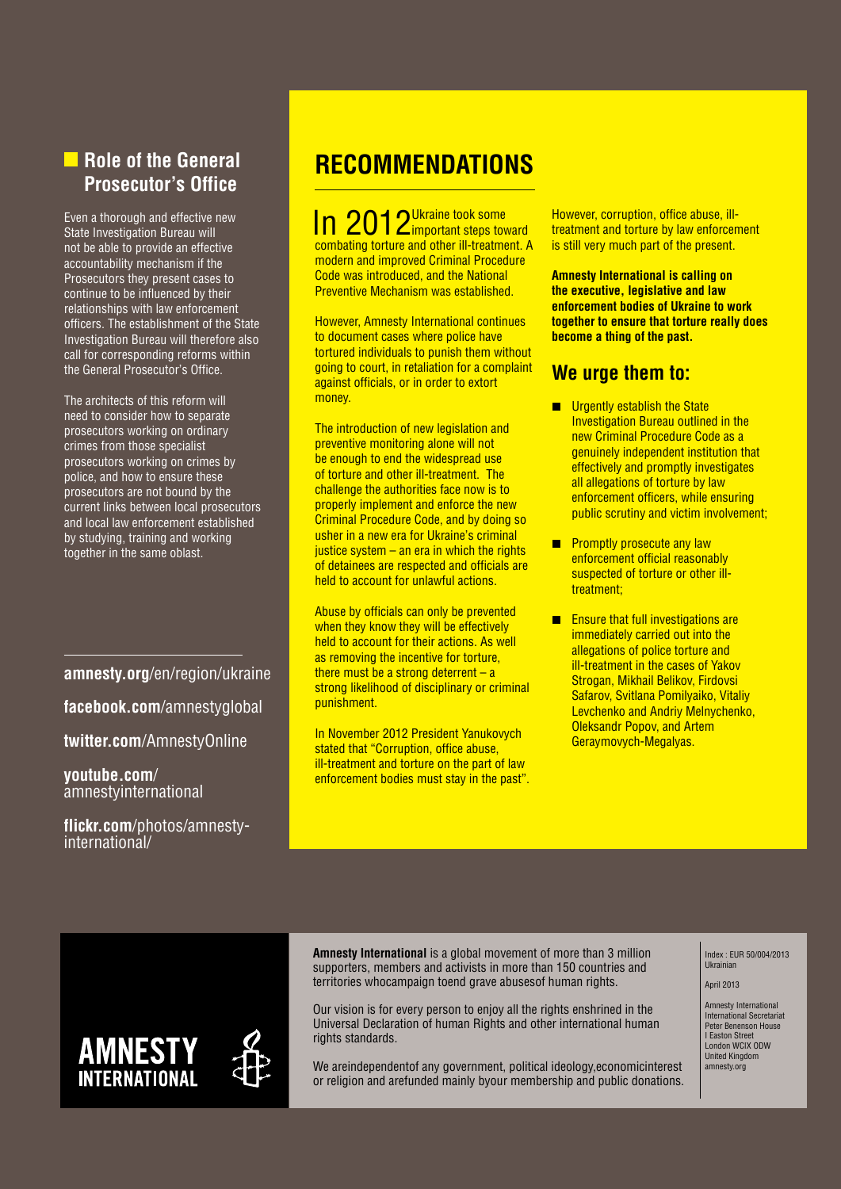## Role of the General Prosecutor's Office

Even a thorough and effective new State Investigation Bureau will not be able to provide an effective accountability mechanism if the Prosecutors they present cases to continue to be influenced by their relationships with law enforcement officers. The establishment of the State Investigation Bureau will therefore also call for corresponding reforms within the General Prosecutor's Office.

The architects of this reform will need to consider how to separate prosecutors working on ordinary crimes from those specialist prosecutors working on crimes by police, and how to ensure these prosecutors are not bound by the current links between local prosecutors and local law enforcement established by studying, training and working together in the same oblast.

**amnesty.org**/en/region/ukraine

**facebook.com**/amnestyglobal

**twitter.com**/AmnestyOnline

**youtube.com**/amnestyinternational

**flickr.com**/photos/amnesty-international/

# RECOMMENDATIONS

In 2012 Ukraine took some important steps toward combating torture and other ill-treatment. A modern and improved Criminal Procedure Code was introduced, and the National Preventive Mechanism was established.

However, Amnesty International continues to document cases where police have tortured individuals to punish them without going to court, in retaliation for a complaint against officials, or in order to extort money.

The introduction of new legislation and preventive monitoring alone will not be enough to end the widespread use of torture and other ill-treatment. The challenge the authorities face now is to properly implement and enforce the new Criminal Procedure Code, and by doing so usher in a new era for Ukraine's criminal justice system – an era in which the rights of detainees are respected and officials are held to account for unlawful actions.

Abuse by officials can only be prevented when they know they will be effectively held to account for their actions. As well as removing the incentive for torture, there must be a strong deterrent – a strong likelihood of disciplinary or criminal punishment.

In November 2012 President Yanukovych stated that "Corruption, office abuse, ill-treatment and torture on the part of law enforcement bodies must stay in the past". However, corruption, office abuse, ill-treatment and torture by law enforcement is still very much part of the present.

**Amnesty International is calling on the executive, legislative and law enforcement bodies of Ukraine to work together to ensure that torture really does become a thing of the past.**

## We urge them to:

- Urgently establish the State Investigation Bureau outlined in the new Criminal Procedure Code as a genuinely independent institution that effectively and promptly investigates all allegations of torture by law enforcement officers, while ensuring public scrutiny and victim involvement;
- Promptly prosecute any law enforcement official reasonably suspected of torture or other ill-treatment;
- Ensure that full investigations are immediately carried out into the allegations of police torture and ill-treatment in the cases of Yakov Strogan, Mikhail Belikov, Firdovsi Safarov, Svitlana Pomilyaiko, Vitaliy Levchenko and Andriy Melnychenko, Oleksandr Popov, and Artem Geraymovych-Megalyas.

AMNESTY INTERNATIONAL

**Amnesty International** is a global movement of more than 3 million supporters, members and activists in more than 150 countries and territories whocampaign toend grave abusesof human rights.

Our vision is for every person to enjoy all the rights enshrined in the Universal Declaration of human Rights and other international human rights standards.

We areindependentof any government, political ideology,economicinterest or religion and arefunded mainly byour membership and public donations.

Index : EUR 50/004/2013
Ukrainian

April 2013

Amnesty International
International Secretariat
Peter Benenson House
I Easton Street
London WCIX ODW
United Kingdom
amnesty.org